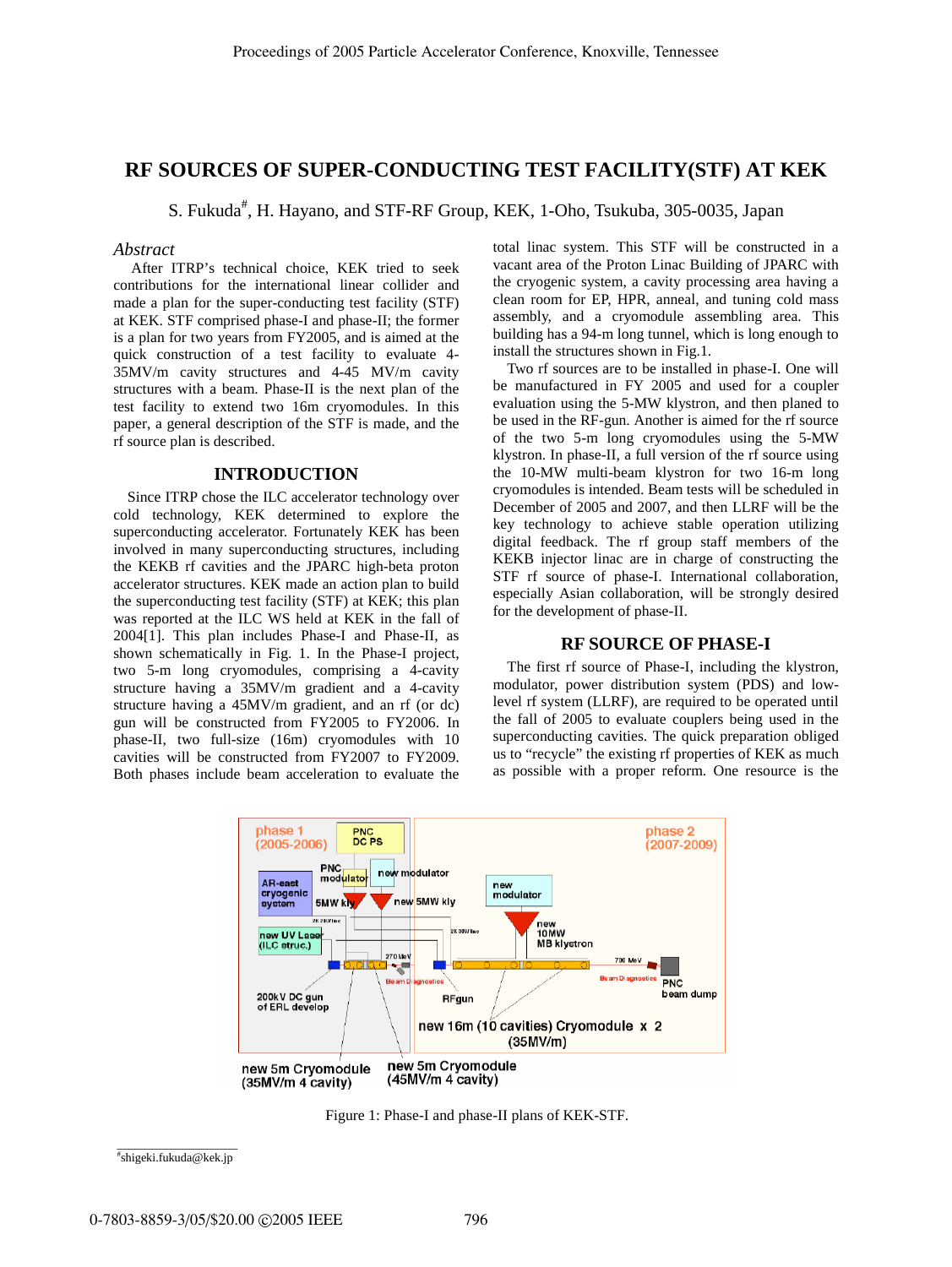# RF SOURCES OF SUPER-CONDUCTING TEST FACILITY(STF) AT KEK

S. Fukuda#, H. Hayano, and STF-RF Group, KEK, 1-Oho, Tsukuba, 305-0035, Japan

## *Abstract*

After ITRP's technical choice, KEK tried to seek contributions for the international linear collider and made a plan for the super-conducting test facility (STF) at KEK. STF comprised phase-I and phase-II; the former is a plan for two years from FY2005, and is aimed at the quick construction of a test facility to evaluate 4-35MV/m cavity structures and 4-45 MV/m cavity structures with a beam. Phase-II is the next plan of the test facility to extend two 16m cryomodules. In this paper, a general description of the STF is made, and the rf source plan is described.

## INTRODUCTION

Since ITRP chose the ILC accelerator technology over cold technology, KEK determined to explore the superconducting accelerator. Fortunately KEK has been involved in many superconducting structures, including the KEKB rf cavities and the JPARC high-beta proton accelerator structures. KEK made an action plan to build the superconducting test facility (STF) at KEK; this plan was reported at the ILC WS held at KEK in the fall of 2004[1]. This plan includes Phase-I and Phase-II, as shown schematically in Fig. 1. In the Phase-I project, two 5-m long cryomodules, comprising a 4-cavity structure having a 35MV/m gradient and a 4-cavity structure having a 45MV/m gradient, and an rf (or dc) gun will be constructed from FY2005 to FY2006. In phase-II, two full-size (16m) cryomodules with 10 cavities will be constructed from FY2007 to FY2009. Both phases include beam acceleration to evaluate the total linac system. This STF will be constructed in a vacant area of the Proton Linac Building of JPARC with the cryogenic system, a cavity processing area having a clean room for EP, HPR, anneal, and tuning cold mass assembly, and a cryomodule assembling area. This building has a 94-m long tunnel, which is long enough to install the structures shown in Fig.1.

Two rf sources are to be installed in phase-I. One will be manufactured in FY 2005 and used for a coupler evaluation using the 5-MW klystron, and then planed to be used in the RF-gun. Another is aimed for the rf source of the two 5-m long cryomodules using the 5-MW klystron. In phase-II, a full version of the rf source using the 10-MW multi-beam klystron for two 16-m long cryomodules is intended. Beam tests will be scheduled in December of 2005 and 2007, and then LLRF will be the key technology to achieve stable operation utilizing digital feedback. The rf group staff members of the KEKB injector linac are in charge of constructing the STF rf source of phase-I. International collaboration, especially Asian collaboration, will be strongly desired for the development of phase-II.

## RF SOURCE OF PHASE-I

The first rf source of Phase-I, including the klystron, modulator, power distribution system (PDS) and low-level rf system (LLRF), are required to be operated until the fall of 2005 to evaluate couplers being used in the superconducting cavities. The quick preparation obliged us to "recycle" the existing rf properties of KEK as much as possible with a proper reform. One resource is the

Figure 1: Phase-I and phase-II plans of KEK-STF.

#shigeki.fukuda@kek.jp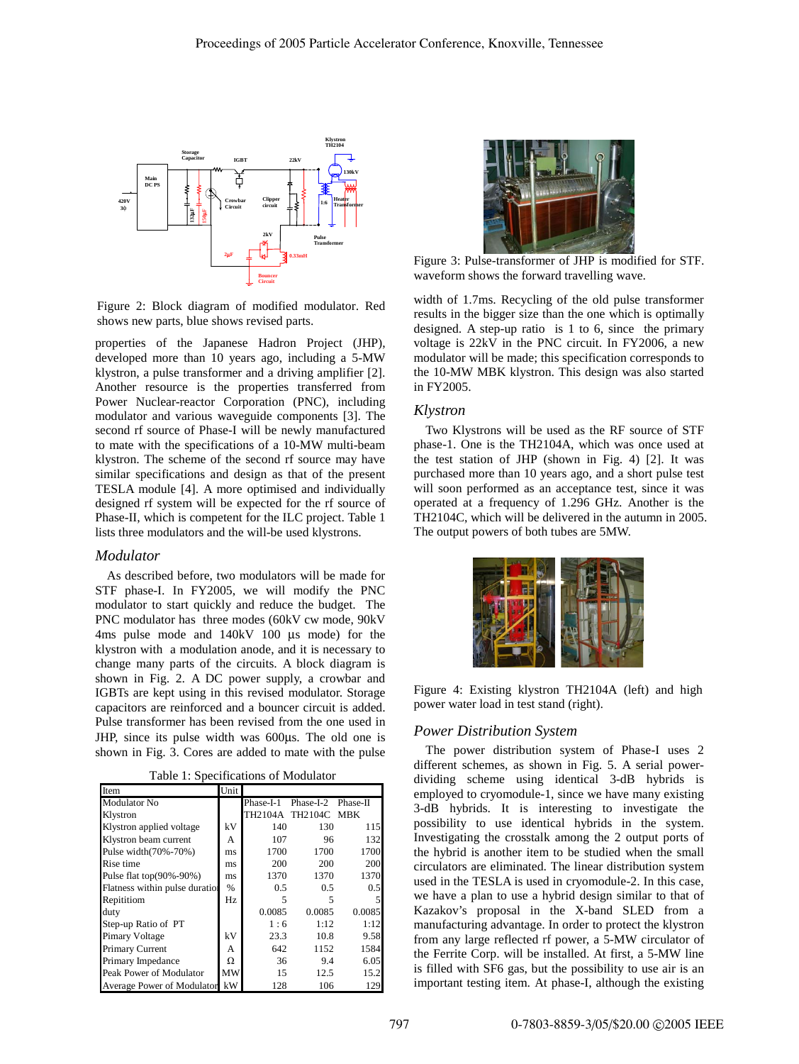Figure 2: Block diagram of modified modulator. Red shows new parts, blue shows revised parts.

properties of the Japanese Hadron Project (JHP), developed more than 10 years ago, including a 5-MW klystron, a pulse transformer and a driving amplifier [2]. Another resource is the properties transferred from Power Nuclear-reactor Corporation (PNC), including modulator and various waveguide components [3]. The second rf source of Phase-I will be newly manufactured to mate with the specifications of a 10-MW multi-beam klystron. The scheme of the second rf source may have similar specifications and design as that of the present TESLA module [4]. A more optimised and individually designed rf system will be expected for the rf source of Phase-II, which is competent for the ILC project. Table 1 lists three modulators and the will-be used klystrons.

### *Modulator*

As described before, two modulators will be made for STF phase-I. In FY2005, we will modify the PNC modulator to start quickly and reduce the budget. The PNC modulator has three modes (60kV cw mode, 90kV 4ms pulse mode and 140kC 100 µs mode) for the klystron with a modulation anode, and it is necessary to change many parts of the circuits. A block diagram is shown in Fig. 2. A DC power supply, a crowbar and IGBTs are kept using in this revised modulator. Storage capacitors are reinforced and a bouncer circuit is added. Pulse transformer has been revised from the one used in JHP, since its pulse width was 600µs. The old one is shown in Fig. 3. Cores are added to mate with the pulse width of 1.7ms. Recycling of the old pulse transformer results in the bigger size than the one which is optimally designed. A step-up ratio is 1 to 6, since the primary voltage is 22kV in the PNC circuit. In FY2006, a new modulator will be made; this specification corresponds to the 10-MW MBK klystron. This design was also started in FY2005.

Table 1: Specifications of Modulator

| Item | Unit | | | |
|---|---|---|---|---|
| Modulator No | | Phase-I-1 | Phase-I-2 | Phase-II |
| Klystron | | TH2104A | TH2104C | MBK |
| Klystron applied voltage | kV | 140 | 130 | 115 |
| Klystron beam current | A | 107 | 96 | 132 |
| Pulse width(70%-70%) | ms | 1700 | 1700 | 1700 |
| Rise time | ms | 200 | 200 | 200 |
| Pulse flat top(90%-90%) | ms | 1370 | 1370 | 1370 |
| Flatness within pulse duration | % | 0.5 | 0.5 | 0.5 |
| Repititiom | Hz | 5 | 5 | 5 |
| duty | | 0.0085 | 0.0085 | 0.0085 |
| Step-up Ratio of PT | | 1 : 6 | 1:12 | 1:12 |
| Pimary Voltage | kV | 23.3 | 10.8 | 9.58 |
| Primary Current | A | 642 | 1152 | 1584 |
| Primary Impedance | Ω | 36 | 9.4 | 6.05 |
| Peak Power of Modulator | MW | 15 | 12.5 | 15.2 |
| Average Power of Modulator | kW | 128 | 106 | 129 |

Figure 3: Pulse-transformer of JHP is modified for STF. waveform shows the forward travelling wave.

### *Klystron*

Two Klystrons will be used as the RF source of STF phase-1. One is the TH2104A, which was once used at the test station of JHP (shown in Fig. 4) [2]. It was purchased more than 10 years ago, and a short pulse test will soon performed as an acceptance test, since it was operated at a frequency of 1.296 GHz. Another is the TH2104C, which will be delivered in the autumn in 2005. The output powers of both tubes are 5MW.

Figure 4: Existing klystron TH2104A (left) and high power water load in test stand (right).

### *Power Distribution System*

The power distribution system of Phase-I uses 2 different schemes, as shown in Fig. 5. A serial power-dividing scheme using identical 3-dB hybrids is employed to cryomodule-1, since we have many existing 3-dB hybrids. It is interesting to investigate the possibility to use identical hybrids in the system. Investigating the crosstalk among the 2 output ports of the hybrid is another item to be studied when the small circulators are eliminated. The linear distribution system used in the TESLA is used in cryomodule-2. In this case, we have a plan to use a hybrid design similar to that of Kazakov's proposal in the X-band SLED from a manufacturing advantage. In order to protect the klystron from any large reflected rf power, a 5-MW circulator of the Ferrite Corp. will be installed. At first, a 5-MW line is filled with SF6 gas, but the possibility to use air is an important testing item. At phase-I, although the existing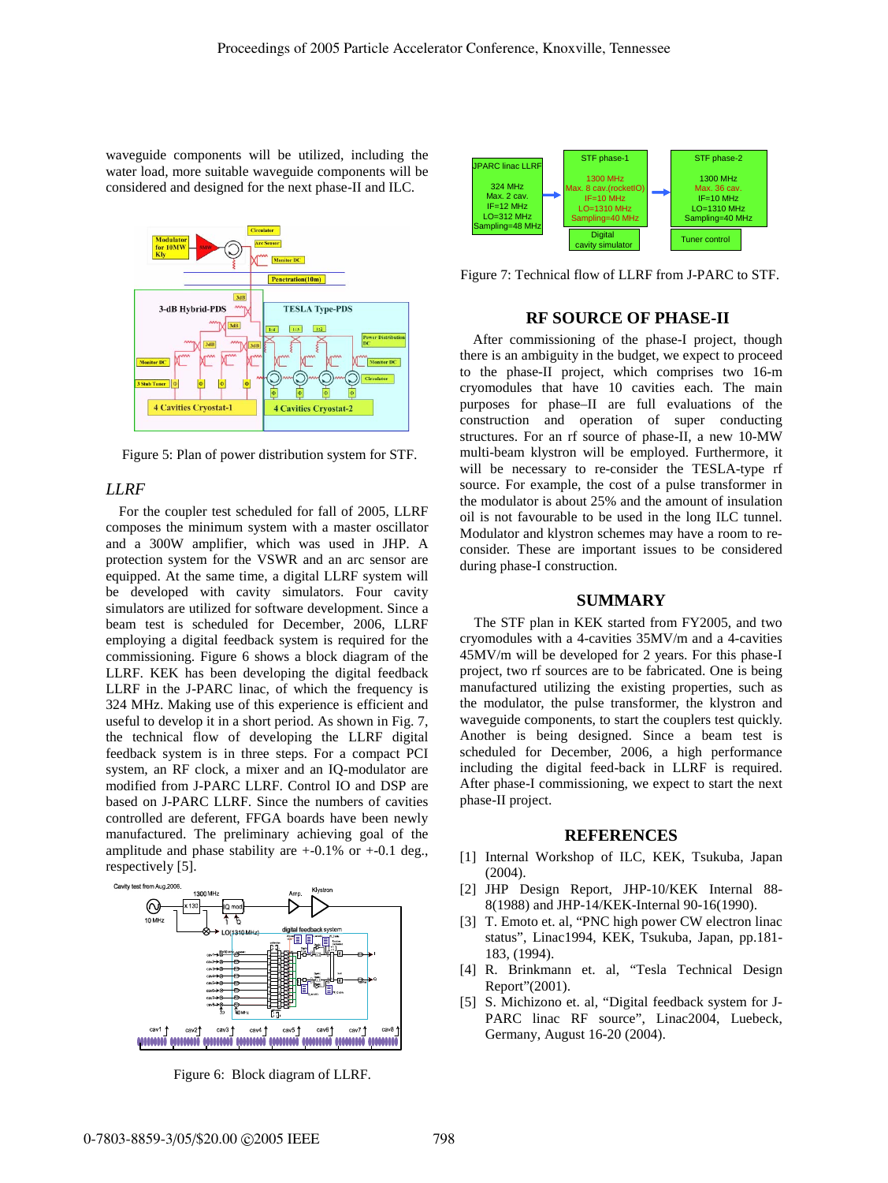waveguide components will be utilized, including the water load, more suitable waveguide components will be considered and designed for the next phase-II and ILC.

Figure 5: Plan of power distribution system for STF.

### *LLRF*

For the coupler test scheduled for fall of 2005, LLRF composes the minimum system with a master oscillator and a 300W amplifier, which was used in JHP. A protection system for the VSWR and an arc sensor are equipped. At the same time, a digital LLRF system will be developed with cavity simulators. Four cavity simulators are utilized for software development. Since a beam test is scheduled for December, 2006, LLRF employing a digital feedback system is required for the commissioning. Figure 6 shows a block diagram of the LLRF. KEK has been developing the digital feedback LLRF in the J-PARC linac, of which the frequency is 324 MHz. Making use of this experience is efficient and useful to develop it in a short period. As shown in Fig. 7, the technical flow of developing the LLRF digital feedback system is in three steps. For a compact PCI system, an RF clock, a mixer and an IQ-modulator are modified from J-PARC LLRF. Control IO and DSP are based on J-PARC LLRF. Since the numbers of cavities controlled are deferent, FFGA boards have been newly manufactured. The preliminary achieving goal of the amplitude and phase stability are +-0.1% or +-0.1 deg., respectively [5].

Figure 6: Block diagram of LLRF.

Figure 7: Technical flow of LLRF from J-PARC to STF.

## RF SOURCE OF PHASE-II

After commissioning of the phase-I project, though there is an ambiguity in the budget, we expect to proceed to the phase-II project, which comprises two 16-m cryomodules that have 10 cavities each. The main purposes for phase–II are full evaluations of the construction and operation of super conducting structures. For an rf source of phase-II, a new 10-MW multi-beam klystron will be employed. Furthermore, it will be necessary to re-consider the TESLA-type rf source. For example, the cost of a pulse transformer in the modulator is about 25% and the amount of insulation oil is not favourable to be used in the long ILC tunnel. Modulator and klystron schemes may have a room to re-consider. These are important issues to be considered during phase-I construction.

## SUMMARY

The STF plan in KEK started from FY2005, and two cryomodules with a 4-cavities 35MV/m and a 4-cavities 45MV/m will be developed for 2 years. For this phase-I project, two rf sources are to be fabricated. One is being manufactured utilizing the existing properties, such as the modulator, the pulse transformer, the klystron and waveguide components, to start the couplers test quickly. Another is being designed. Since a beam test is scheduled for December, 2006, a high performance including the digital feed-back in LLRF is required. After phase-I commissioning, we expect to start the next phase-II project.

## REFERENCES

[1] Internal Workshop of ILC, KEK, Tsukuba, Japan (2004).

[2] JHP Design Report, JHP-10/KEK Internal 88-8(1988) and JHP-14/KEK-Internal 90-16(1990).

[3] T. Emoto et. al, "PNC high power CW electron linac status", Linac1994, KEK, Tsukuba, Japan, pp.181-183, (1994).

[4] R. Brinkmann et. al, "Tesla Technical Design Report"(2001).

[5] S. Michizono et. al, "Digital feedback system for J-PARC linac RF source", Linac2004, Luebeck, Germany, August 16-20 (2004).